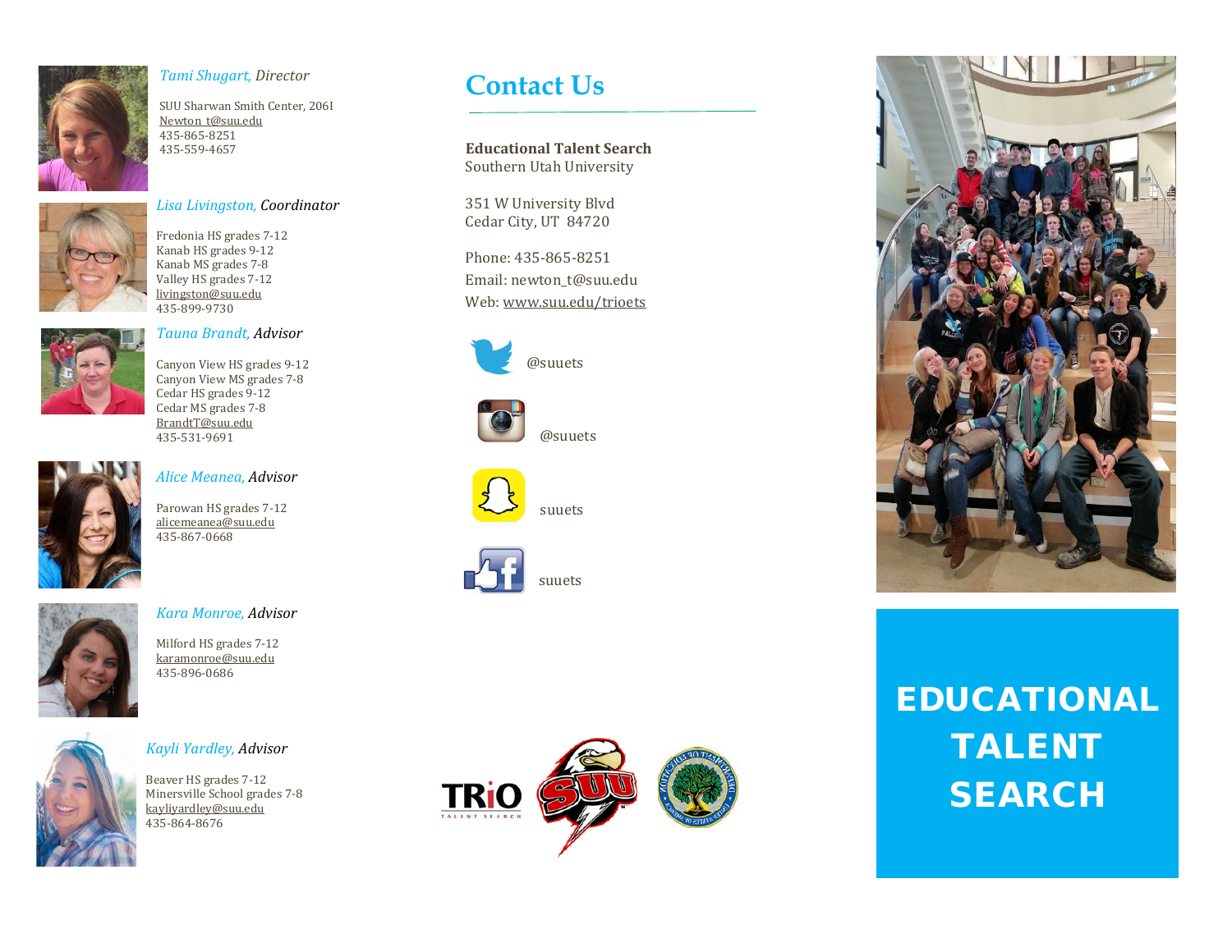*Tami Shugart,* *Director*

SUU Sharwan Smith Center, 206I
Newton_t@suu.edu
435-865-8251
435-559-4657

*Lisa Livingston,* *Coordinator*

Fredonia HS grades 7-12
Kanab HS grades 9-12
Kanab MS grades 7-8
Valley HS grades 7-12
livingston@suu.edu
435-899-9730

*Tauna Brandt,* *Advisor*

Canyon View HS grades 9-12
Canyon View MS grades 7-8
Cedar HS grades 9-12
Cedar MS grades 7-8
BrandtT@suu.edu
435-531-9691

*Alice Meanea,* *Advisor*

Parowan HS grades 7-12
alicemeanea@suu.edu
435-867-0668

*Kara Monroe,* *Advisor*

Milford HS grades 7-12
karamonroe@suu.edu
435-896-0686

*Kayli Yardley,* *Advisor*

Beaver HS grades 7-12
Minersville School grades 7-8
kayliyardley@suu.edu
435-864-8676

# Contact Us

**Educational Talent Search**
Southern Utah University

351 W University Blvd
Cedar City, UT 84720

Phone: 435-865-8251
Email: newton_t@suu.edu
Web: www.suu.edu/trioets

@suuets

@suuets

suuets

suuets

# EDUCATIONAL TALENT SEARCH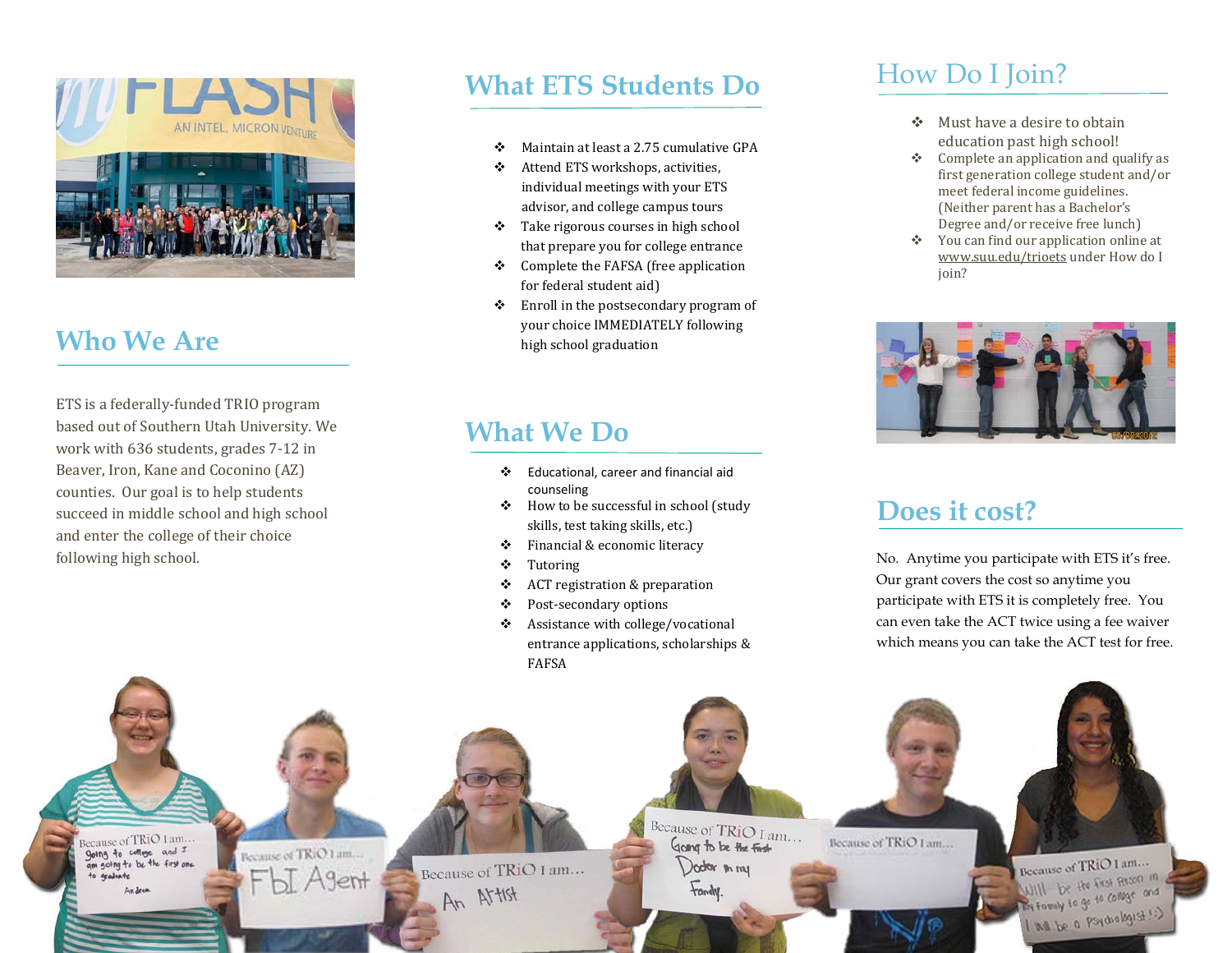## Who We Are

ETS is a federally-funded TRIO program based out of Southern Utah University. We work with 636 students, grades 7-12 in Beaver, Iron, Kane and Coconino (AZ) counties. Our goal is to help students succeed in middle school and high school and enter the college of their choice following high school.

## What ETS Students Do

- Maintain at least a 2.75 cumulative GPA
- Attend ETS workshops, activities, individual meetings with your ETS advisor, and college campus tours
- Take rigorous courses in high school that prepare you for college entrance
- Complete the FAFSA (free application for federal student aid)
- Enroll in the postsecondary program of your choice IMMEDIATELY following high school graduation

## What We Do

- Educational, career and financial aid counseling
- How to be successful in school (study skills, test taking skills, etc.)
- Financial & economic literacy
- Tutoring
- ACT registration & preparation
- Post-secondary options
- Assistance with college/vocational entrance applications, scholarships & FAFSA

## How Do I Join?

- Must have a desire to obtain education past high school!
- Complete an application and qualify as first generation college student and/or meet federal income guidelines. (Neither parent has a Bachelor's Degree and/or receive free lunch)
- You can find our application online at www.suu.edu/trioets under How do I join?

## Does it cost?

No. Anytime you participate with ETS it's free. Our grant covers the cost so anytime you participate with ETS it is completely free. You can even take the ACT twice using a fee waiver which means you can take the ACT test for free.